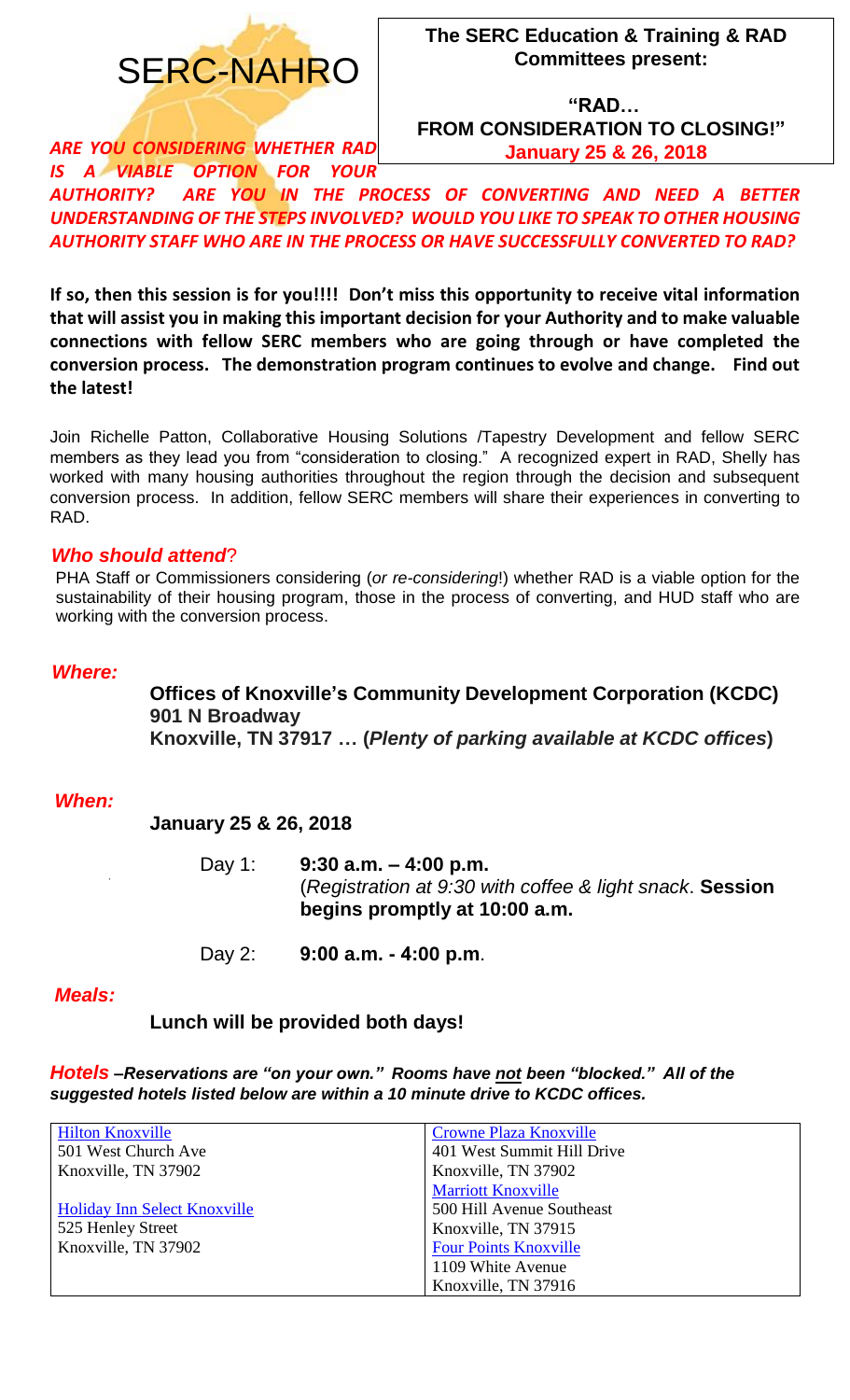# SERC-NAHRO

**The SERC Education & Training & RAD Committees present:**

**"RAD… FROM CONSIDERATION TO CLOSING!"**
**January 25 & 26, 2018**

***ARE YOU CONSIDERING WHETHER RAD IS A VIABLE OPTION FOR YOUR AUTHORITY? ARE YOU IN THE PROCESS OF CONVERTING AND NEED A BETTER UNDERSTANDING OF THE STEPS INVOLVED? WOULD YOU LIKE TO SPEAK TO OTHER HOUSING AUTHORITY STAFF WHO ARE IN THE PROCESS OR HAVE SUCCESSFULLY CONVERTED TO RAD?***

**If so, then this session is for you!!!! Don't miss this opportunity to receive vital information that will assist you in making this important decision for your Authority and to make valuable connections with fellow SERC members who are going through or have completed the conversion process. The demonstration program continues to evolve and change. Find out the latest!**

Join Richelle Patton, Collaborative Housing Solutions /Tapestry Development and fellow SERC members as they lead you from "consideration to closing." A recognized expert in RAD, Shelly has worked with many housing authorities throughout the region through the decision and subsequent conversion process. In addition, fellow SERC members will share their experiences in converting to RAD.

### *Who should attend*?

PHA Staff or Commissioners considering (*or re-considering*!) whether RAD is a viable option for the sustainability of their housing program, those in the process of converting, and HUD staff who are working with the conversion process.

### *Where:*

**Offices of Knoxville's Community Development Corporation (KCDC)**
**901 N Broadway**
**Knoxville, TN 37917 … (*Plenty of parking available at KCDC offices*)**

### *When:*

**January 25 & 26, 2018**

Day 1: **9:30 a.m. – 4:00 p.m.**
(*Registration at 9:30 with coffee & light snack*. **Session begins promptly at 10:00 a.m.**

Day 2: **9:00 a.m. - 4:00 p.m**.

### *Meals:*

**Lunch will be provided both days!**

***Hotels –Reservations are "on your own." Rooms have not been "blocked." All of the suggested hotels listed below are within a 10 minute drive to KCDC offices.***

| | |
|---|---|
| Hilton Knoxville<br>501 West Church Ave<br>Knoxville, TN 37902<br><br>Holiday Inn Select Knoxville<br>525 Henley Street<br>Knoxville, TN 37902 | Crowne Plaza Knoxville<br>401 West Summit Hill Drive<br>Knoxville, TN 37902<br>Marriott Knoxville<br>500 Hill Avenue Southeast<br>Knoxville, TN 37915<br>Four Points Knoxville<br>1109 White Avenue<br>Knoxville, TN 37916 |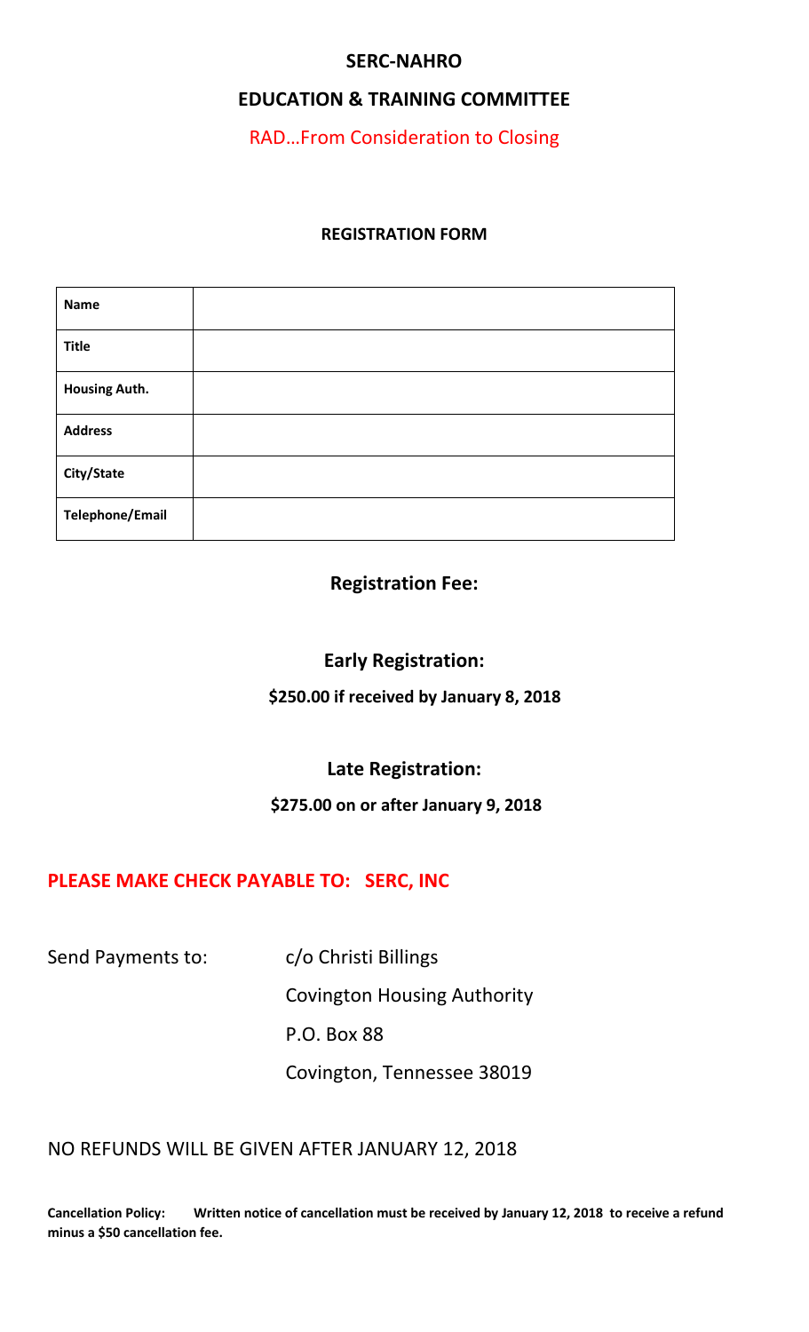# SERC-NAHRO

## EDUCATION & TRAINING COMMITTEE

RAD…From Consideration to Closing

### REGISTRATION FORM

| | |
|---|---|
| **Name** | |
| **Title** | |
| **Housing Auth.** | |
| **Address** | |
| **City/State** | |
| **Telephone/Email** | |

### Registration Fee:

### Early Registration:

**$250.00 if received by January 8, 2018**

### Late Registration:

**$275.00 on or after January 9, 2018**

**PLEASE MAKE CHECK PAYABLE TO: SERC, INC**

Send Payments to:

c/o Christi Billings
Covington Housing Authority
P.O. Box 88
Covington, Tennessee 38019

NO REFUNDS WILL BE GIVEN AFTER JANUARY 12, 2018

**Cancellation Policy: Written notice of cancellation must be received by January 12, 2018 to receive a refund minus a $50 cancellation fee.**